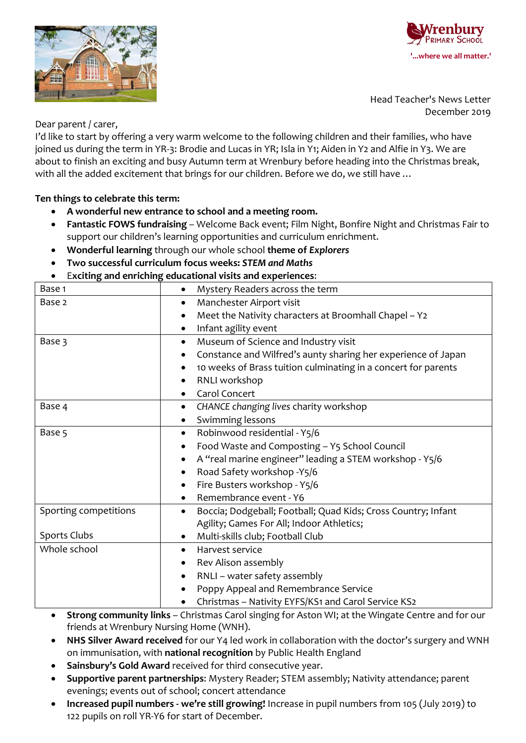Wrenbury Primary School

'...where we all matter.'

Head Teacher's News Letter
December 2019

Dear parent / carer,

I'd like to start by offering a very warm welcome to the following children and their families, who have joined us during the term in YR-3: Brodie and Lucas in YR; Isla in Y1; Aiden in Y2 and Alfie in Y3. We are about to finish an exciting and busy Autumn term at Wrenbury before heading into the Christmas break, with all the added excitement that brings for our children. Before we do, we still have …

**Ten things to celebrate this term:**

- **A wonderful new entrance to school and a meeting room.**
- **Fantastic FOWS fundraising** – Welcome Back event; Film Night, Bonfire Night and Christmas Fair to support our children's learning opportunities and curriculum enrichment.
- **Wonderful learning** through our whole school **theme of *Explorers***
- **Two successful curriculum focus weeks: *STEM and Maths***
- E**xciting and enriching educational visits and experiences**:

| | |
|---|---|
| Base 1 | • Mystery Readers across the term |
| Base 2 | • Manchester Airport visit<br>• Meet the Nativity characters at Broomhall Chapel – Y2<br>• Infant agility event |
| Base 3 | • Museum of Science and Industry visit<br>• Constance and Wilfred's aunty sharing her experience of Japan<br>• 10 weeks of Brass tuition culminating in a concert for parents<br>• RNLI workshop<br>• Carol Concert |
| Base 4 | • *CHANCE changing lives* charity workshop<br>• Swimming lessons |
| Base 5 | • Robinwood residential - Y5/6<br>• Food Waste and Composting – Y5 School Council<br>• A "real marine engineer" leading a STEM workshop - Y5/6<br>• Road Safety workshop -Y5/6<br>• Fire Busters workshop - Y5/6<br>• Remembrance event - Y6 |
| Sporting competitions<br><br>Sports Clubs | • Boccia; Dodgeball; Football; Quad Kids; Cross Country; Infant Agility; Games For All; Indoor Athletics;<br>• Multi-skills club; Football Club |
| Whole school | • Harvest service<br>• Rev Alison assembly<br>• RNLI – water safety assembly<br>• Poppy Appeal and Remembrance Service<br>• Christmas – Nativity EYFS/KS1 and Carol Service KS2 |

- **Strong community links** – Christmas Carol singing for Aston WI; at the Wingate Centre and for our friends at Wrenbury Nursing Home (WNH).
- **NHS Silver Award received** for our Y4 led work in collaboration with the doctor's surgery and WNH on immunisation, with **national recognition** by Public Health England
- **Sainsbury's Gold Award** received for third consecutive year.
- **Supportive parent partnerships**: Mystery Reader; STEM assembly; Nativity attendance; parent evenings; events out of school; concert attendance
- **Increased pupil numbers - we're still growing!** Increase in pupil numbers from 105 (July 2019) to 122 pupils on roll YR-Y6 for start of December.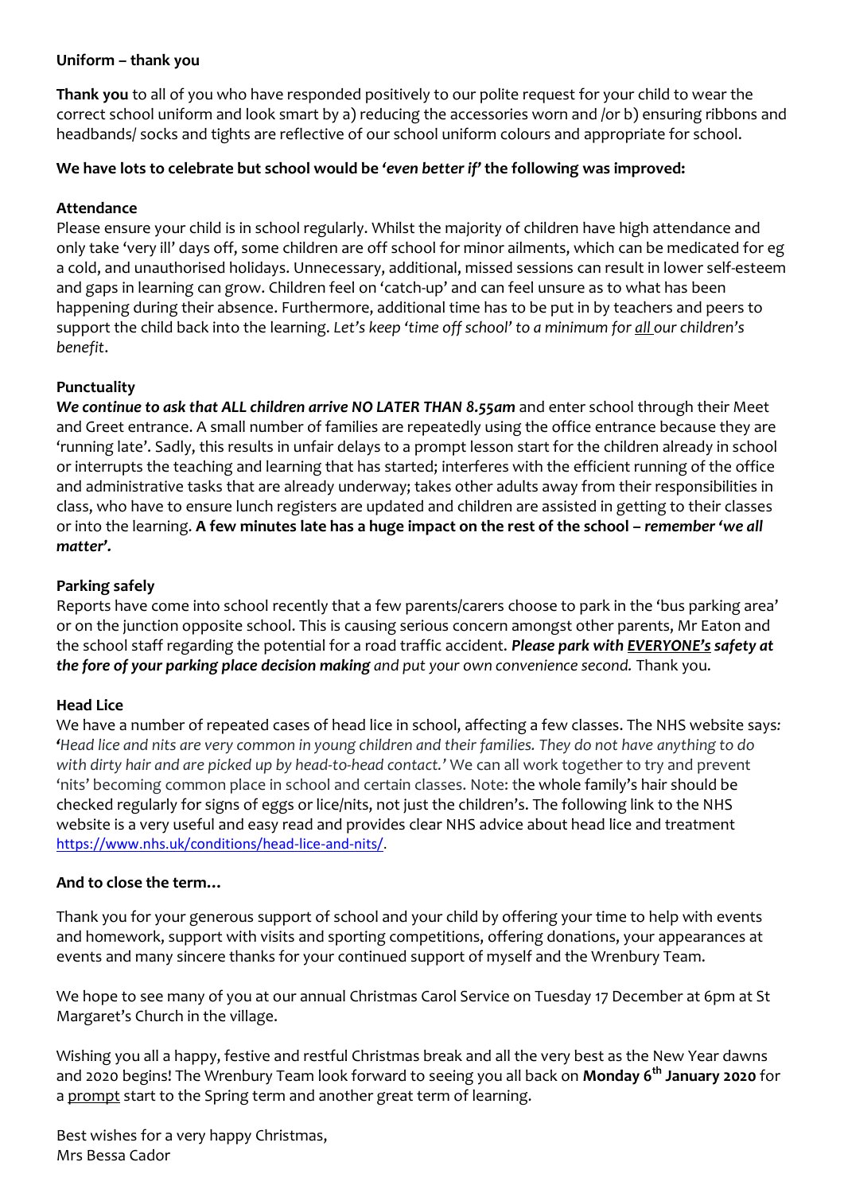**Uniform – thank you**

**Thank you** to all of you who have responded positively to our polite request for your child to wear the correct school uniform and look smart by a) reducing the accessories worn and /or b) ensuring ribbons and headbands/ socks and tights are reflective of our school uniform colours and appropriate for school.

**We have lots to celebrate but school would be *'even better if'* the following was improved:**

**Attendance**

Please ensure your child is in school regularly. Whilst the majority of children have high attendance and only take 'very ill' days off, some children are off school for minor ailments, which can be medicated for eg a cold, and unauthorised holidays. Unnecessary, additional, missed sessions can result in lower self-esteem and gaps in learning can grow. Children feel on 'catch-up' and can feel unsure as to what has been happening during their absence. Furthermore, additional time has to be put in by teachers and peers to support the child back into the learning. *Let's keep 'time off school' to a minimum for all our children's benefit*.

**Punctuality**

***We continue to ask that ALL children arrive NO LATER THAN 8.55am*** and enter school through their Meet and Greet entrance. A small number of families are repeatedly using the office entrance because they are 'running late'. Sadly, this results in unfair delays to a prompt lesson start for the children already in school or interrupts the teaching and learning that has started; interferes with the efficient running of the office and administrative tasks that are already underway; takes other adults away from their responsibilities in class, who have to ensure lunch registers are updated and children are assisted in getting to their classes or into the learning. **A few minutes late has a huge impact on the rest of the school – *remember 'we all matter'.***

**Parking safely**

Reports have come into school recently that a few parents/carers choose to park in the 'bus parking area' or on the junction opposite school. This is causing serious concern amongst other parents, Mr Eaton and the school staff regarding the potential for a road traffic accident. ***Please park with EVERYONE's safety at the fore of your parking place decision making*** *and put your own convenience second.* Thank you.

**Head Lice**

We have a number of repeated cases of head lice in school, affecting a few classes. The NHS website says: *'Head lice and nits are very common in young children and their families. They do not have anything to do with dirty hair and are picked up by head-to-head contact.'* We can all work together to try and prevent 'nits' becoming common place in school and certain classes. Note: the whole family's hair should be checked regularly for signs of eggs or lice/nits, not just the children's. The following link to the NHS website is a very useful and easy read and provides clear NHS advice about head lice and treatment https://www.nhs.uk/conditions/head-lice-and-nits/.

**And to close the term…**

Thank you for your generous support of school and your child by offering your time to help with events and homework, support with visits and sporting competitions, offering donations, your appearances at events and many sincere thanks for your continued support of myself and the Wrenbury Team.

We hope to see many of you at our annual Christmas Carol Service on Tuesday 17 December at 6pm at St Margaret's Church in the village.

Wishing you all a happy, festive and restful Christmas break and all the very best as the New Year dawns and 2020 begins! The Wrenbury Team look forward to seeing you all back on **Monday 6th January 2020** for a prompt start to the Spring term and another great term of learning.

Best wishes for a very happy Christmas,
Mrs Bessa Cador